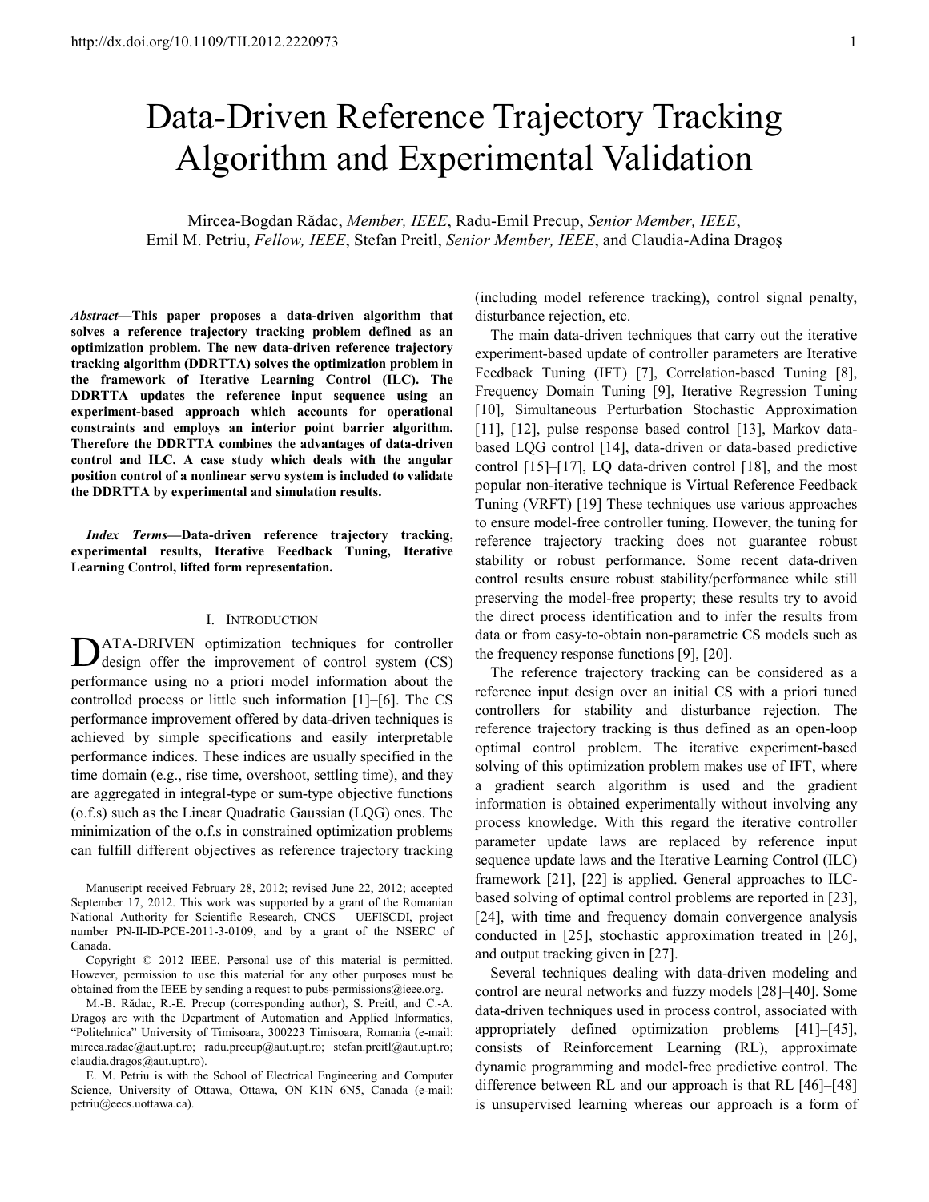# Data-Driven Reference Trajectory Tracking Algorithm and Experimental Validation

Mircea-Bogdan Rădac, *Member, IEEE*, Radu-Emil Precup, *Senior Member, IEEE*, Emil M. Petriu, *Fellow, IEEE*, Stefan Preitl, *Senior Member, IEEE*, and Claudia-Adina Dragoş

***Abstract*—This paper proposes a data-driven algorithm that solves a reference trajectory tracking problem defined as an optimization problem. The new data-driven reference trajectory tracking algorithm (DDRTTA) solves the optimization problem in the framework of Iterative Learning Control (ILC). The DDRTTA updates the reference input sequence using an experiment-based approach which accounts for operational constraints and employs an interior point barrier algorithm. Therefore the DDRTTA combines the advantages of data-driven control and ILC. A case study which deals with the angular position control of a nonlinear servo system is included to validate the DDRTTA by experimental and simulation results.**

***Index Terms*—Data-driven reference trajectory tracking, experimental results, Iterative Feedback Tuning, Iterative Learning Control, lifted form representation.**

## I. Introduction

DATA-DRIVEN optimization techniques for controller design offer the improvement of control system (CS) performance using no a priori model information about the controlled process or little such information [1]–[6]. The CS performance improvement offered by data-driven techniques is achieved by simple specifications and easily interpretable performance indices. These indices are usually specified in the time domain (e.g., rise time, overshoot, settling time), and they are aggregated in integral-type or sum-type objective functions (o.f.s) such as the Linear Quadratic Gaussian (LQG) ones. The minimization of the o.f.s in constrained optimization problems can fulfill different objectives as reference trajectory tracking (including model reference tracking), control signal penalty, disturbance rejection, etc.

The main data-driven techniques that carry out the iterative experiment-based update of controller parameters are Iterative Feedback Tuning (IFT) [7], Correlation-based Tuning [8], Frequency Domain Tuning [9], Iterative Regression Tuning [10], Simultaneous Perturbation Stochastic Approximation [11], [12], pulse response based control [13], Markov data-based LQG control [14], data-driven or data-based predictive control [15]–[17], LQ data-driven control [18], and the most popular non-iterative technique is Virtual Reference Feedback Tuning (VRFT) [19] These techniques use various approaches to ensure model-free controller tuning. However, the tuning for reference trajectory tracking does not guarantee robust stability or robust performance. Some recent data-driven control results ensure robust stability/performance while still preserving the model-free property; these results try to avoid the direct process identification and to infer the results from data or from easy-to-obtain non-parametric CS models such as the frequency response functions [9], [20].

The reference trajectory tracking can be considered as a reference input design over an initial CS with a priori tuned controllers for stability and disturbance rejection. The reference trajectory tracking is thus defined as an open-loop optimal control problem. The iterative experiment-based solving of this optimization problem makes use of IFT, where a gradient search algorithm is used and the gradient information is obtained experimentally without involving any process knowledge. With this regard the iterative controller parameter update laws are replaced by reference input sequence update laws and the Iterative Learning Control (ILC) framework [21], [22] is applied. General approaches to ILC-based solving of optimal control problems are reported in [23], [24], with time and frequency domain convergence analysis conducted in [25], stochastic approximation treated in [26], and output tracking given in [27].

Several techniques dealing with data-driven modeling and control are neural networks and fuzzy models [28]–[40]. Some data-driven techniques used in process control, associated with appropriately defined optimization problems [41]–[45], consists of Reinforcement Learning (RL), approximate dynamic programming and model-free predictive control. The difference between RL and our approach is that RL [46]–[48] is unsupervised learning whereas our approach is a form of

Manuscript received February 28, 2012; revised June 22, 2012; accepted September 17, 2012. This work was supported by a grant of the Romanian National Authority for Scientific Research, CNCS – UEFISCDI, project number PN-II-ID-PCE-2011-3-0109, and by a grant of the NSERC of Canada.

Copyright © 2012 IEEE. Personal use of this material is permitted. However, permission to use this material for any other purposes must be obtained from the IEEE by sending a request to pubs-permissions@ieee.org.

M.-B. Rădac, R.-E. Precup (corresponding author), S. Preitl, and C.-A. Dragoş are with the Department of Automation and Applied Informatics, "Politehnica" University of Timisoara, 300223 Timisoara, Romania (e-mail: mircea.radac@aut.upt.ro; radu.precup@aut.upt.ro; stefan.preitl@aut.upt.ro; claudia.dragos@aut.upt.ro).

E. M. Petriu is with the School of Electrical Engineering and Computer Science, University of Ottawa, Ottawa, ON K1N 6N5, Canada (e-mail: petriu@eecs.uottawa.ca).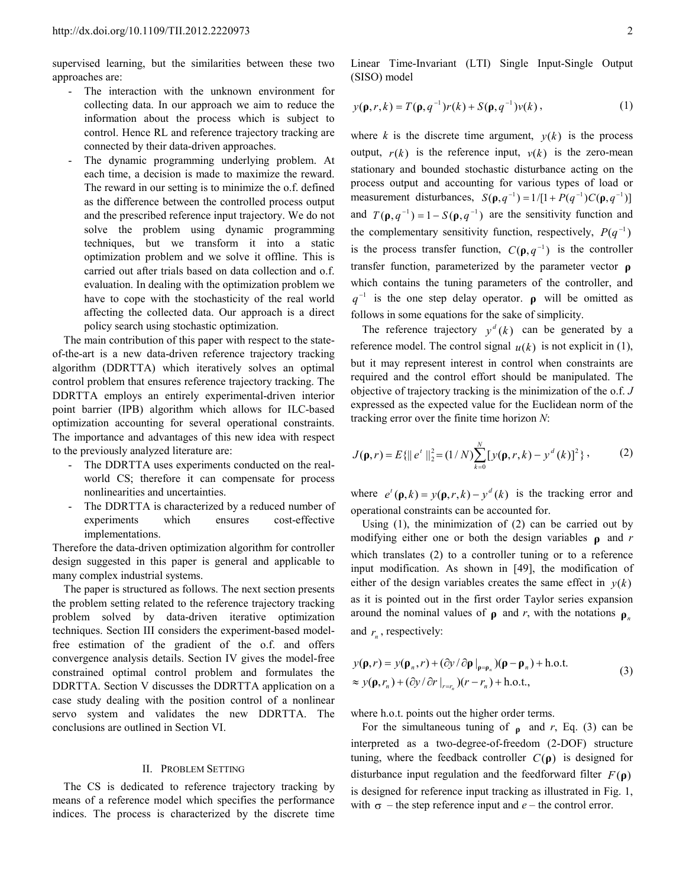supervised learning, but the similarities between these two approaches are:

- The interaction with the unknown environment for collecting data. In our approach we aim to reduce the information about the process which is subject to control. Hence RL and reference trajectory tracking are connected by their data-driven approaches.
- The dynamic programming underlying problem. At each time, a decision is made to maximize the reward. The reward in our setting is to minimize the o.f. defined as the difference between the controlled process output and the prescribed reference input trajectory. We do not solve the problem using dynamic programming techniques, but we transform it into a static optimization problem and we solve it offline. This is carried out after trials based on data collection and o.f. evaluation. In dealing with the optimization problem we have to cope with the stochasticity of the real world affecting the collected data. Our approach is a direct policy search using stochastic optimization.

The main contribution of this paper with respect to the state-of-the-art is a new data-driven reference trajectory tracking algorithm (DDRTTA) which iteratively solves an optimal control problem that ensures reference trajectory tracking. The DDRTTA employs an entirely experimental-driven interior point barrier (IPB) algorithm which allows for ILC-based optimization accounting for several operational constraints. The importance and advantages of this new idea with respect to the previously analyzed literature are:

- The DDRTTA uses experiments conducted on the real-world CS; therefore it can compensate for process nonlinearities and uncertainties.
- The DDRTTA is characterized by a reduced number of experiments which ensures cost-effective implementations.

Therefore the data-driven optimization algorithm for controller design suggested in this paper is general and applicable to many complex industrial systems.

The paper is structured as follows. The next section presents the problem setting related to the reference trajectory tracking problem solved by data-driven iterative optimization techniques. Section III considers the experiment-based model-free estimation of the gradient of the o.f. and offers convergence analysis details. Section IV gives the model-free constrained optimal control problem and formulates the DDRTTA. Section V discusses the DDRTTA application on a case study dealing with the position control of a nonlinear servo system and validates the new DDRTTA. The conclusions are outlined in Section VI.

## II. Problem Setting

The CS is dedicated to reference trajectory tracking by means of a reference model which specifies the performance indices. The process is characterized by the discrete time Linear Time-Invariant (LTI) Single Input-Single Output (SISO) model

$$y(\boldsymbol{\rho}, r, k) = T(\boldsymbol{\rho}, q^{-1})r(k) + S(\boldsymbol{\rho}, q^{-1})v(k)\,, \tag{1}$$

where $k$ is the discrete time argument, $y(k)$ is the process output, $r(k)$ is the reference input, $v(k)$ is the zero-mean stationary and bounded stochastic disturbance acting on the process output and accounting for various types of load or measurement disturbances, $S(\boldsymbol{\rho}, q^{-1}) = 1/[1 + P(q^{-1})C(\boldsymbol{\rho}, q^{-1})]$ and $T(\boldsymbol{\rho}, q^{-1}) = 1 - S(\boldsymbol{\rho}, q^{-1})$ are the sensitivity function and the complementary sensitivity function, respectively, $P(q^{-1})$ is the process transfer function, $C(\boldsymbol{\rho}, q^{-1})$ is the controller transfer function, parameterized by the parameter vector $\boldsymbol{\rho}$ which contains the tuning parameters of the controller, and $q^{-1}$ is the one step delay operator. $\boldsymbol{\rho}$ will be omitted as follows in some equations for the sake of simplicity.

The reference trajectory $y^d(k)$ can be generated by a reference model. The control signal $u(k)$ is not explicit in (1), but it may represent interest in control when constraints are required and the control effort should be manipulated. The objective of trajectory tracking is the minimization of the o.f. $J$ expressed as the expected value for the Euclidean norm of the tracking error over the finite time horizon $N$:

$$J(\boldsymbol{\rho}, r) = E\{\| e^t \|_2^2 = (1/N)\sum_{k=0}^{N}[y(\boldsymbol{\rho}, r, k) - y^d(k)]^2\}\,, \tag{2}$$

where $e^t(\boldsymbol{\rho}, k) = y(\boldsymbol{\rho}, r, k) - y^d(k)$ is the tracking error and operational constraints can be accounted for.

Using (1), the minimization of (2) can be carried out by modifying either one or both the design variables $\boldsymbol{\rho}$ and $r$ which translates (2) to a controller tuning or to a reference input modification. As shown in [49], the modification of either of the design variables creates the same effect in $y(k)$ as it is pointed out in the first order Taylor series expansion around the nominal values of $\boldsymbol{\rho}$ and $r$, with the notations $\boldsymbol{\rho}_n$ and $r_n$, respectively:

$$\begin{aligned} y(\boldsymbol{\rho}, r) &= y(\boldsymbol{\rho}_n, r) + (\partial y / \partial \boldsymbol{\rho}\,|_{\boldsymbol{\rho}=\boldsymbol{\rho}_n})(\boldsymbol{\rho} - \boldsymbol{\rho}_n) + \text{h.o.t.} \\ &\approx y(\boldsymbol{\rho}, r_n) + (\partial y / \partial r\,|_{r=r_n})(r - r_n) + \text{h.o.t.}, \end{aligned} \tag{3}$$

where h.o.t. points out the higher order terms.

For the simultaneous tuning of $\boldsymbol{\rho}$ and $r$, Eq. (3) can be interpreted as a two-degree-of-freedom (2-DOF) structure tuning, where the feedback controller $C(\boldsymbol{\rho})$ is designed for disturbance input regulation and the feedforward filter $F(\boldsymbol{\rho})$ is designed for reference input tracking as illustrated in Fig. 1, with $\sigma$ – the step reference input and $e$ – the control error.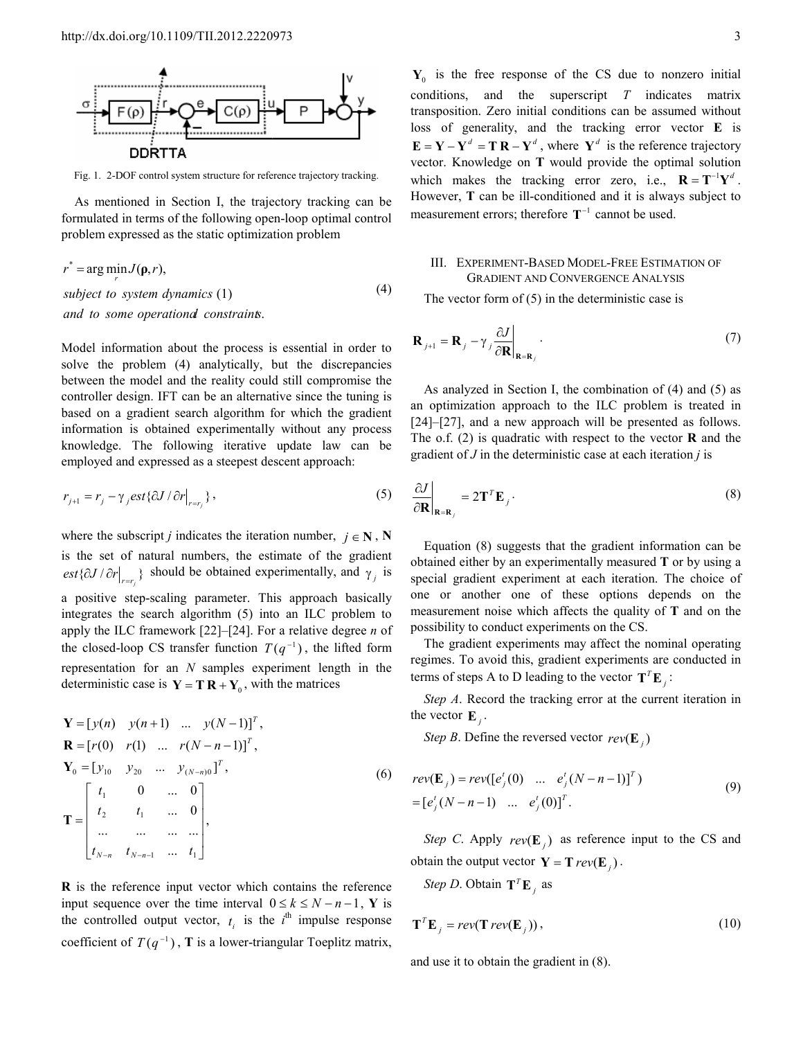Fig. 1. 2-DOF control system structure for reference trajectory tracking.

As mentioned in Section I, the trajectory tracking can be formulated in terms of the following open-loop optimal control problem expressed as the static optimization problem

$$
\begin{aligned}
&r^* = \arg\min_{r} J(\boldsymbol{\rho}, r), \\
&\textit{subject to system dynamics } (1) \\
&\textit{and to some operational constraints.}
\end{aligned}
\tag{4}
$$

Model information about the process is essential in order to solve the problem (4) analytically, but the discrepancies between the model and the reality could still compromise the controller design. IFT can be an alternative since the tuning is based on a gradient search algorithm for which the gradient information is obtained experimentally without any process knowledge. The following iterative update law can be employed and expressed as a steepest descent approach:

$$
r_{j+1} = r_j - \gamma_j est\{\partial J / \partial r|_{r=r_j}\}, \tag{5}
$$

where the subscript $j$ indicates the iteration number, $j \in \mathbf{N}$, $\mathbf{N}$ is the set of natural numbers, the estimate of the gradient $est\{\partial J / \partial r|_{r=r_j}\}$ should be obtained experimentally, and $\gamma_j$ is a positive step-scaling parameter. This approach basically integrates the search algorithm (5) into an ILC problem to apply the ILC framework [22]–[24]. For a relative degree $n$ of the closed-loop CS transfer function $T(q^{-1})$, the lifted form representation for an $N$ samples experiment length in the deterministic case is $\mathbf{Y} = \mathbf{T}\,\mathbf{R} + \mathbf{Y}_0$, with the matrices

$$
\begin{aligned}
&\mathbf{Y} = [y(n) \quad y(n+1) \quad \ldots \quad y(N-1)]^T, \\
&\mathbf{R} = [r(0) \quad r(1) \quad \ldots \quad r(N-n-1)]^T, \\
&\mathbf{Y}_0 = [y_{10} \quad y_{20} \quad \ldots \quad y_{(N-n)0}]^T, \\
&\mathbf{T} = \begin{bmatrix} t_1 & 0 & \ldots & 0 \\ t_2 & t_1 & \ldots & 0 \\ \ldots & \ldots & \ldots & \ldots \\ t_{N-n} & t_{N-n-1} & \ldots & t_1 \end{bmatrix},
\end{aligned}
\tag{6}
$$

$\mathbf{R}$ is the reference input vector which contains the reference input sequence over the time interval $0 \le k \le N-n-1$, $\mathbf{Y}$ is the controlled output vector, $t_i$ is the $i^{\text{th}}$ impulse response coefficient of $T(q^{-1})$, $\mathbf{T}$ is a lower-triangular Toeplitz matrix, $\mathbf{Y}_0$ is the free response of the CS due to nonzero initial conditions, and the superscript $T$ indicates matrix transposition. Zero initial conditions can be assumed without loss of generality, and the tracking error vector $\mathbf{E}$ is $\mathbf{E} = \mathbf{Y} - \mathbf{Y}^d = \mathbf{T}\,\mathbf{R} - \mathbf{Y}^d$, where $\mathbf{Y}^d$ is the reference trajectory vector. Knowledge on $\mathbf{T}$ would provide the optimal solution which makes the tracking error zero, i.e., $\mathbf{R} = \mathbf{T}^{-1}\mathbf{Y}^d$. However, $\mathbf{T}$ can be ill-conditioned and it is always subject to measurement errors; therefore $\mathbf{T}^{-1}$ cannot be used.

## III. Experiment-Based Model-Free Estimation of Gradient and Convergence Analysis

The vector form of (5) in the deterministic case is

$$
\mathbf{R}_{j+1} = \mathbf{R}_j - \gamma_j \left.\frac{\partial J}{\partial \mathbf{R}}\right|_{\mathbf{R}=\mathbf{R}_j}. \tag{7}
$$

As analyzed in Section I, the combination of (4) and (5) as an optimization approach to the ILC problem is treated in [24]–[27], and a new approach will be presented as follows. The o.f. (2) is quadratic with respect to the vector $\mathbf{R}$ and the gradient of $J$ in the deterministic case at each iteration $j$ is

$$
\left.\frac{\partial J}{\partial \mathbf{R}}\right|_{\mathbf{R}=\mathbf{R}_j} = 2\mathbf{T}^T\mathbf{E}_j. \tag{8}
$$

Equation (8) suggests that the gradient information can be obtained either by an experimentally measured $\mathbf{T}$ or by using a special gradient experiment at each iteration. The choice of one or another one of these options depends on the measurement noise which affects the quality of $\mathbf{T}$ and on the possibility to conduct experiments on the CS.

The gradient experiments may affect the nominal operating regimes. To avoid this, gradient experiments are conducted in terms of steps A to D leading to the vector $\mathbf{T}^T\mathbf{E}_j$:

*Step A*. Record the tracking error at the current iteration in the vector $\mathbf{E}_j$.

*Step B*. Define the reversed vector $rev(\mathbf{E}_j)$

$$
\begin{aligned}
&rev(\mathbf{E}_j) = rev([e_j^t(0) \quad \ldots \quad e_j^t(N-n-1)]^T) \\
&= [e_j^t(N-n-1) \quad \ldots \quad e_j^t(0)]^T.
\end{aligned}
\tag{9}
$$

*Step C*. Apply $rev(\mathbf{E}_j)$ as reference input to the CS and obtain the output vector $\mathbf{Y} = \mathbf{T}\,rev(\mathbf{E}_j)$.

*Step D*. Obtain $\mathbf{T}^T\mathbf{E}_j$ as

$$
\mathbf{T}^T\mathbf{E}_j = rev(\mathbf{T}\,rev(\mathbf{E}_j)), \tag{10}
$$

and use it to obtain the gradient in (8).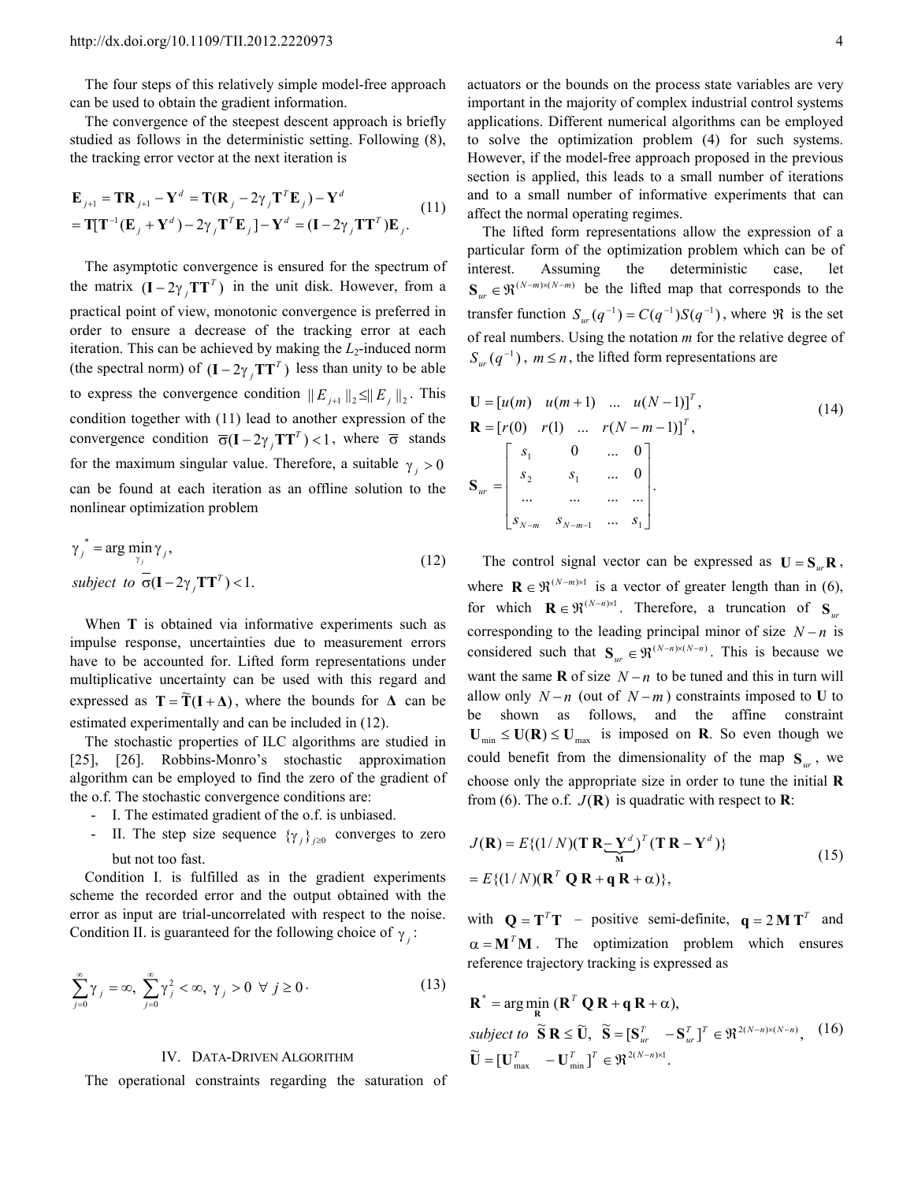The four steps of this relatively simple model-free approach can be used to obtain the gradient information.

The convergence of the steepest descent approach is briefly studied as follows in the deterministic setting. Following (8), the tracking error vector at the next iteration is

$$\begin{aligned}\mathbf{E}_{j+1} &= \mathbf{T}\mathbf{R}_{j+1} - \mathbf{Y}^d = \mathbf{T}(\mathbf{R}_j - 2\gamma_j \mathbf{T}^T \mathbf{E}_j) - \mathbf{Y}^d \\ &= \mathbf{T}[\mathbf{T}^{-1}(\mathbf{E}_j + \mathbf{Y}^d) - 2\gamma_j \mathbf{T}^T \mathbf{E}_j] - \mathbf{Y}^d = (\mathbf{I} - 2\gamma_j \mathbf{T}\mathbf{T}^T)\mathbf{E}_j.\end{aligned} \tag{11}$$

The asymptotic convergence is ensured for the spectrum of the matrix $(\mathbf{I} - 2\gamma_j \mathbf{T}\mathbf{T}^T)$ in the unit disk. However, from a practical point of view, monotonic convergence is preferred in order to ensure a decrease of the tracking error at each iteration. This can be achieved by making the $L_2$-induced norm (the spectral norm) of $(\mathbf{I} - 2\gamma_j \mathbf{T}\mathbf{T}^T)$ less than unity to be able to express the convergence condition $\| E_{j+1} \|_2 \le \| E_j \|_2$. This condition together with (11) lead to another expression of the convergence condition $\overline{\sigma}(\mathbf{I} - 2\gamma_j \mathbf{T}\mathbf{T}^T) < 1$, where $\overline{\sigma}$ stands for the maximum singular value. Therefore, a suitable $\gamma_j > 0$ can be found at each iteration as an offline solution to the nonlinear optimization problem

$$\begin{aligned}&\gamma_j^* = \arg \min_{\gamma_j} \gamma_j, \\ &\textit{subject to } \overline{\sigma}(\mathbf{I} - 2\gamma_j \mathbf{T}\mathbf{T}^T) < 1.\end{aligned} \tag{12}$$

When $\mathbf{T}$ is obtained via informative experiments such as impulse response, uncertainties due to measurement errors have to be accounted for. Lifted form representations under multiplicative uncertainty can be used with this regard and expressed as $\mathbf{T} = \widetilde{\mathbf{T}}(\mathbf{I} + \mathbf{\Delta})$, where the bounds for $\mathbf{\Delta}$ can be estimated experimentally and can be included in (12).

The stochastic properties of ILC algorithms are studied in [25], [26]. Robbins-Monro's stochastic approximation algorithm can be employed to find the zero of the gradient of the o.f. The stochastic convergence conditions are:

- I. The estimated gradient of the o.f. is unbiased.
- II. The step size sequence $\{\gamma_j\}_{j\ge 0}$ converges to zero but not too fast.

Condition I. is fulfilled as in the gradient experiments scheme the recorded error and the output obtained with the error as input are trial-uncorrelated with respect to the noise. Condition II. is guaranteed for the following choice of $\gamma_j$:

$$\sum_{j=0}^{\infty} \gamma_j = \infty,\ \sum_{j=0}^{\infty} \gamma_j^2 < \infty,\ \gamma_j > 0\ \forall\ j \ge 0. \tag{13}$$

## IV. Data-Driven Algorithm

The operational constraints regarding the saturation of actuators or the bounds on the process state variables are very important in the majority of complex industrial control systems applications. Different numerical algorithms can be employed to solve the optimization problem (4) for such systems. However, if the model-free approach proposed in the previous section is applied, this leads to a small number of iterations and to a small number of informative experiments that can affect the normal operating regimes.

The lifted form representations allow the expression of a particular form of the optimization problem which can be of interest. Assuming the deterministic case, let $\mathbf{S}_{ur} \in \Re^{(N-m)\times(N-m)}$ be the lifted map that corresponds to the transfer function $S_{ur}(q^{-1}) = C(q^{-1})S(q^{-1})$, where $\Re$ is the set of real numbers. Using the notation $m$ for the relative degree of $S_{ur}(q^{-1})$, $m \le n$, the lifted form representations are

$$\begin{aligned}&\mathbf{U} = [u(m) \quad u(m+1) \quad \dots \quad u(N-1)]^T, \\ &\mathbf{R} = [r(0) \quad r(1) \quad \dots \quad r(N-m-1)]^T, \\ &\mathbf{S}_{ur} = \begin{bmatrix} s_1 & 0 & \dots & 0 \\ s_2 & s_1 & \dots & 0 \\ \dots & \dots & \dots & \dots \\ s_{N-m} & s_{N-m-1} & \dots & s_1 \end{bmatrix}.\end{aligned} \tag{14}$$

The control signal vector can be expressed as $\mathbf{U} = \mathbf{S}_{ur}\mathbf{R}$, where $\mathbf{R} \in \Re^{(N-m)\times 1}$ is a vector of greater length than in (6), for which $\mathbf{R} \in \Re^{(N-n)\times 1}$. Therefore, a truncation of $\mathbf{S}_{ur}$ corresponding to the leading principal minor of size $N-n$ is considered such that $\mathbf{S}_{ur} \in \Re^{(N-n)\times(N-n)}$. This is because we want the same $\mathbf{R}$ of size $N-n$ to be tuned and this in turn will allow only $N-n$ (out of $N-m$) constraints imposed to $\mathbf{U}$ to be shown as follows, and the affine constraint $\mathbf{U}_{\min} \le \mathbf{U}(\mathbf{R}) \le \mathbf{U}_{\max}$ is imposed on $\mathbf{R}$. So even though we could benefit from the dimensionality of the map $\mathbf{S}_{ur}$, we choose only the appropriate size in order to tune the initial $\mathbf{R}$ from (6). The o.f. $J(\mathbf{R})$ is quadratic with respect to $\mathbf{R}$:

$$\begin{aligned}J(\mathbf{R}) &= E\{(1/N)(\mathbf{T}\,\mathbf{R} \underbrace{-\mathbf{Y}^d}_{\mathbf{M}})^T (\mathbf{T}\,\mathbf{R} - \mathbf{Y}^d)\} \\ &= E\{(1/N)(\mathbf{R}^T\,\mathbf{Q}\,\mathbf{R} + \mathbf{q}\,\mathbf{R} + \alpha)\},\end{aligned} \tag{15}$$

with $\mathbf{Q} = \mathbf{T}^T\mathbf{T}$ – positive semi-definite, $\mathbf{q} = 2\,\mathbf{M}\,\mathbf{T}^T$ and $\alpha = \mathbf{M}^T\mathbf{M}$. The optimization problem which ensures reference trajectory tracking is expressed as

$$\begin{aligned}&\mathbf{R}^* = \arg \min_{\mathbf{R}} (\mathbf{R}^T\,\mathbf{Q}\,\mathbf{R} + \mathbf{q}\,\mathbf{R} + \alpha), \\ &\textit{subject to } \widetilde{\mathbf{S}}\,\mathbf{R} \le \widetilde{\mathbf{U}},\ \widetilde{\mathbf{S}} = [\mathbf{S}_{ur}^T \quad -\mathbf{S}_{ur}^T]^T \in \Re^{2(N-n)\times(N-n)}, \\ &\widetilde{\mathbf{U}} = [\mathbf{U}_{\max}^T \quad -\mathbf{U}_{\min}^T]^T \in \Re^{2(N-n)\times 1}.\end{aligned} \tag{16}$$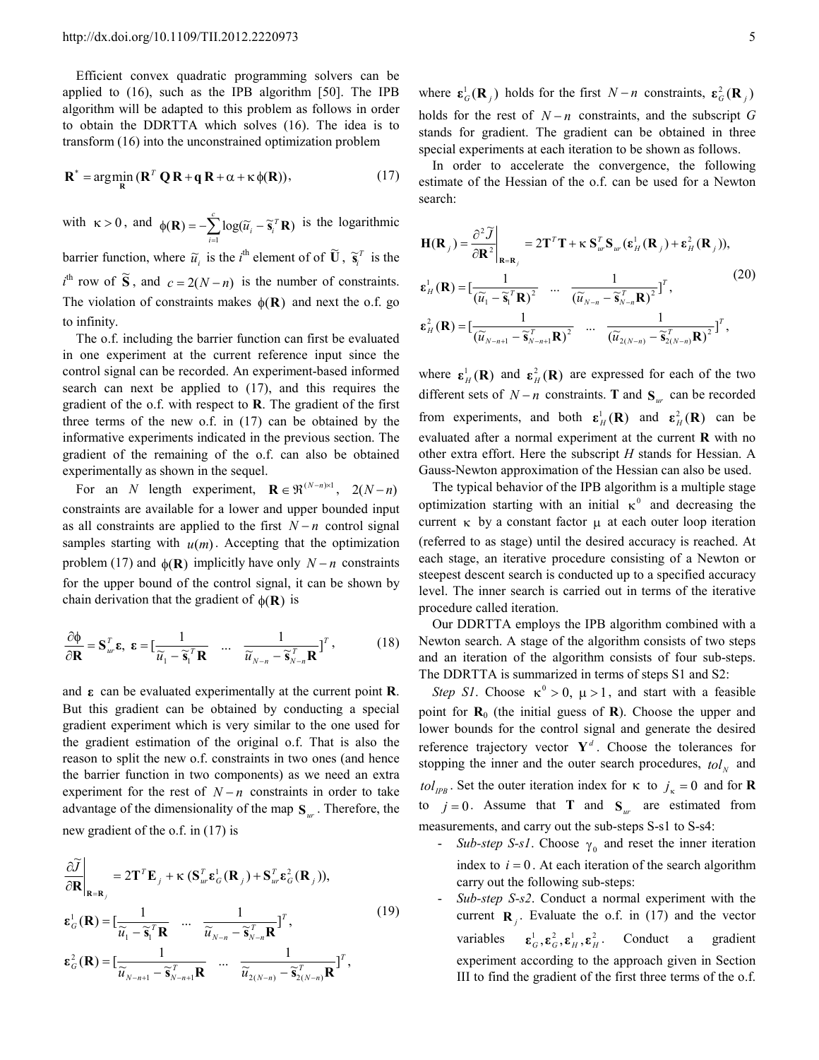Efficient convex quadratic programming solvers can be applied to (16), such as the IPB algorithm [50]. The IPB algorithm will be adapted to this problem as follows in order to obtain the DDRTTA which solves (16). The idea is to transform (16) into the unconstrained optimization problem

$$\mathbf{R}^* = \arg\min_{\mathbf{R}} (\mathbf{R}^T \mathbf{Q} \mathbf{R} + \mathbf{q} \mathbf{R} + \alpha + \kappa \phi(\mathbf{R})), \tag{17}$$

with $\kappa > 0$, and $\phi(\mathbf{R}) = -\sum_{i=1}^{c} \log(\widetilde{u}_i - \widetilde{\mathbf{s}}_i^T \mathbf{R})$ is the logarithmic barrier function, where $\widetilde{u}_i$ is the $i^{\text{th}}$ element of of $\widetilde{\mathbf{U}}$, $\widetilde{\mathbf{s}}_i^T$ is the $i^{\text{th}}$ row of $\widetilde{\mathbf{S}}$, and $c = 2(N-n)$ is the number of constraints. The violation of constraints makes $\phi(\mathbf{R})$ and next the o.f. go to infinity.

The o.f. including the barrier function can first be evaluated in one experiment at the current reference input since the control signal can be recorded. An experiment-based informed search can next be applied to (17), and this requires the gradient of the o.f. with respect to **R**. The gradient of the first three terms of the new o.f. in (17) can be obtained by the informative experiments indicated in the previous section. The gradient of the remaining of the o.f. can also be obtained experimentally as shown in the sequel.

For an $N$ length experiment, $\mathbf{R} \in \Re^{(N-n)\times 1}$, $2(N-n)$ constraints are available for a lower and upper bounded input as all constraints are applied to the first $N-n$ control signal samples starting with $u(m)$. Accepting that the optimization problem (17) and $\phi(\mathbf{R})$ implicitly have only $N-n$ constraints for the upper bound of the control signal, it can be shown by chain derivation that the gradient of $\phi(\mathbf{R})$ is

$$\frac{\partial \phi}{\partial \mathbf{R}} = \mathbf{S}_{ur}^T \boldsymbol{\varepsilon}, \ \boldsymbol{\varepsilon} = [\frac{1}{\widetilde{u}_1 - \widetilde{\mathbf{s}}_1^T \mathbf{R}} \quad \dots \quad \frac{1}{\widetilde{u}_{N-n} - \widetilde{\mathbf{s}}_{N-n}^T \mathbf{R}}]^T, \tag{18}$$

and $\boldsymbol{\varepsilon}$ can be evaluated experimentally at the current point **R**. But this gradient can be obtained by conducting a special gradient experiment which is very similar to the one used for the gradient estimation of the original o.f. That is also the reason to split the new o.f. constraints in two ones (and hence the barrier function in two components) as we need an extra experiment for the rest of $N-n$ constraints in order to take advantage of the dimensionality of the map $\mathbf{S}_{ur}$. Therefore, the new gradient of the o.f. in (17) is

$$\begin{aligned}
&\left.\frac{\partial \widetilde{J}}{\partial \mathbf{R}}\right|_{\mathbf{R}=\mathbf{R}_j} = 2\mathbf{T}^T \mathbf{E}_j + \kappa\,(\mathbf{S}_{ur}^T \boldsymbol{\varepsilon}_G^1(\mathbf{R}_j) + \mathbf{S}_{ur}^T \boldsymbol{\varepsilon}_G^2(\mathbf{R}_j)),\\
&\boldsymbol{\varepsilon}_G^1(\mathbf{R}) = [\frac{1}{\widetilde{u}_1 - \widetilde{\mathbf{s}}_1^T \mathbf{R}} \quad \dots \quad \frac{1}{\widetilde{u}_{N-n} - \widetilde{\mathbf{s}}_{N-n}^T \mathbf{R}}]^T,\\
&\boldsymbol{\varepsilon}_G^2(\mathbf{R}) = [\frac{1}{\widetilde{u}_{N-n+1} - \widetilde{\mathbf{s}}_{N-n+1}^T \mathbf{R}} \quad \dots \quad \frac{1}{\widetilde{u}_{2(N-n)} - \widetilde{\mathbf{s}}_{2(N-n)}^T \mathbf{R}}]^T,
\end{aligned} \tag{19}$$

where $\boldsymbol{\varepsilon}_G^1(\mathbf{R}_j)$ holds for the first $N-n$ constraints, $\boldsymbol{\varepsilon}_G^2(\mathbf{R}_j)$ holds for the rest of $N-n$ constraints, and the subscript $G$ stands for gradient. The gradient can be obtained in three special experiments at each iteration to be shown as follows.

In order to accelerate the convergence, the following estimate of the Hessian of the o.f. can be used for a Newton search:

$$\begin{aligned}
&\mathbf{H}(\mathbf{R}_j) = \left.\frac{\partial^2 \widetilde{J}}{\partial \mathbf{R}^2}\right|_{\mathbf{R}=\mathbf{R}_j} = 2\mathbf{T}^T \mathbf{T} + \kappa\, \mathbf{S}_{ur}^T \mathbf{S}_{ur} (\boldsymbol{\varepsilon}_H^1(\mathbf{R}_j) + \boldsymbol{\varepsilon}_H^2(\mathbf{R}_j)),\\
&\boldsymbol{\varepsilon}_H^1(\mathbf{R}) = [\frac{1}{(\widetilde{u}_1 - \widetilde{\mathbf{s}}_1^T \mathbf{R})^2} \quad \dots \quad \frac{1}{(\widetilde{u}_{N-n} - \widetilde{\mathbf{s}}_{N-n}^T \mathbf{R})^2}]^T,\\
&\boldsymbol{\varepsilon}_H^2(\mathbf{R}) = [\frac{1}{(\widetilde{u}_{N-n+1} - \widetilde{\mathbf{s}}_{N-n+1}^T \mathbf{R})^2} \quad \dots \quad \frac{1}{(\widetilde{u}_{2(N-n)} - \widetilde{\mathbf{s}}_{2(N-n)}^T \mathbf{R})^2}]^T,
\end{aligned} \tag{20}$$

where $\boldsymbol{\varepsilon}_H^1(\mathbf{R})$ and $\boldsymbol{\varepsilon}_H^2(\mathbf{R})$ are expressed for each of the two different sets of $N-n$ constraints. **T** and $\mathbf{S}_{ur}$ can be recorded from experiments, and both $\boldsymbol{\varepsilon}_H^1(\mathbf{R})$ and $\boldsymbol{\varepsilon}_H^2(\mathbf{R})$ can be evaluated after a normal experiment at the current **R** with no other extra effort. Here the subscript $H$ stands for Hessian. A Gauss-Newton approximation of the Hessian can also be used.

The typical behavior of the IPB algorithm is a multiple stage optimization starting with an initial $\kappa^0$ and decreasing the current $\kappa$ by a constant factor $\mu$ at each outer loop iteration (referred to as stage) until the desired accuracy is reached. At each stage, an iterative procedure consisting of a Newton or steepest descent search is conducted up to a specified accuracy level. The inner search is carried out in terms of the iterative procedure called iteration.

Our DDRTTA employs the IPB algorithm combined with a Newton search. A stage of the algorithm consists of two steps and an iteration of the algorithm consists of four sub-steps. The DDRTTA is summarized in terms of steps S1 and S2:

*Step S1*. Choose $\kappa^0 > 0$, $\mu > 1$, and start with a feasible point for $\mathbf{R}_0$ (the initial guess of **R**). Choose the upper and lower bounds for the control signal and generate the desired reference trajectory vector $\mathbf{Y}^d$. Choose the tolerances for stopping the inner and the outer search procedures, $tol_N$ and $tol_{IPB}$. Set the outer iteration index for $\kappa$ to $j_\kappa = 0$ and for **R** to $j = 0$. Assume that **T** and $\mathbf{S}_{ur}$ are estimated from measurements, and carry out the sub-steps S-s1 to S-s4:

- *Sub-step S-s1*. Choose $\gamma_0$ and reset the inner iteration index to $i = 0$. At each iteration of the search algorithm carry out the following sub-steps:
- *Sub-step S-s2*. Conduct a normal experiment with the current $\mathbf{R}_j$. Evaluate the o.f. in (17) and the vector variables $\boldsymbol{\varepsilon}_G^1, \boldsymbol{\varepsilon}_G^2, \boldsymbol{\varepsilon}_H^1, \boldsymbol{\varepsilon}_H^2$. Conduct a gradient experiment according to the approach given in Section III to find the gradient of the first three terms of the o.f.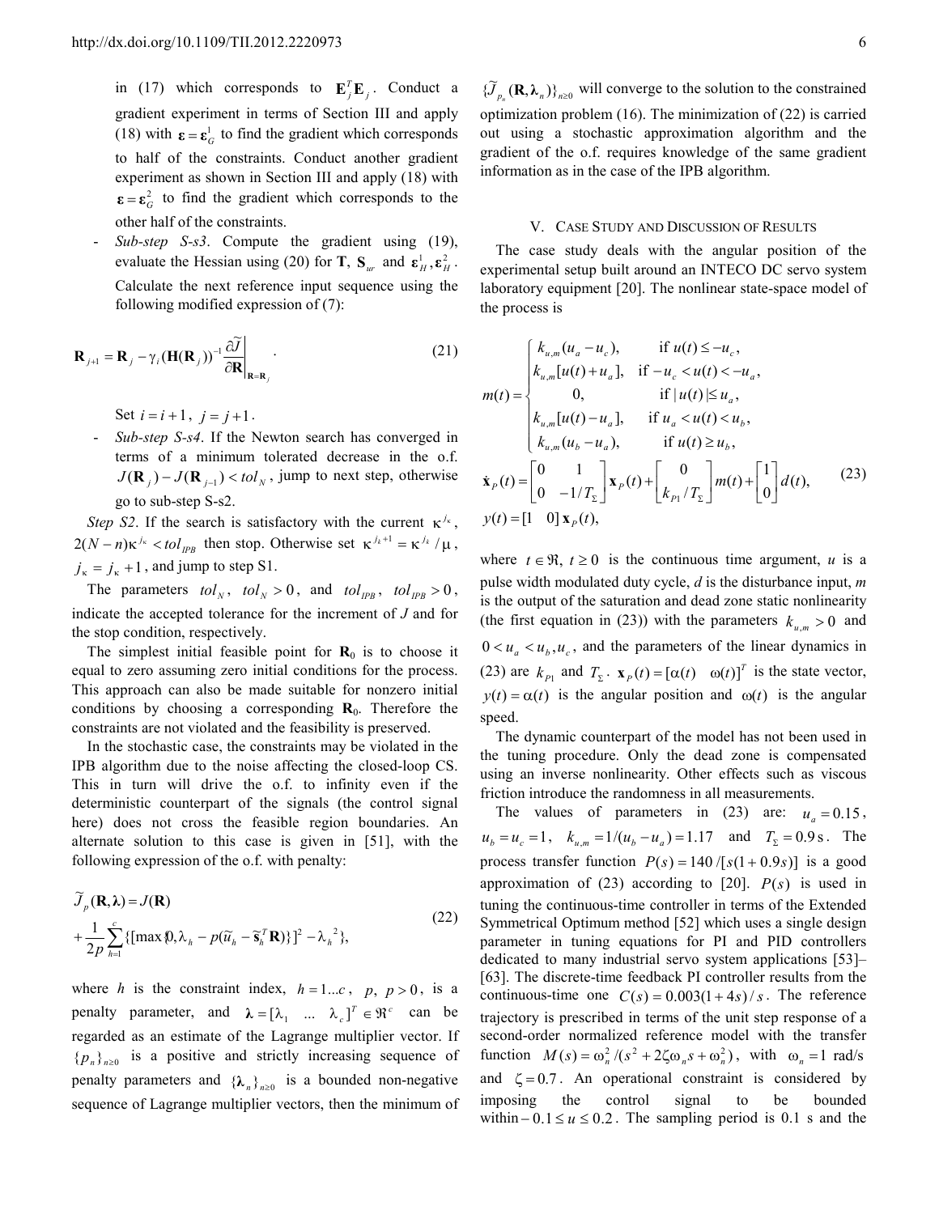in (17) which corresponds to $\mathbf{E}_j^T \mathbf{E}_j$. Conduct a gradient experiment in terms of Section III and apply (18) with $\boldsymbol{\varepsilon} = \boldsymbol{\varepsilon}_G^1$ to find the gradient which corresponds to half of the constraints. Conduct another gradient experiment as shown in Section III and apply (18) with $\boldsymbol{\varepsilon} = \boldsymbol{\varepsilon}_G^2$ to find the gradient which corresponds to the other half of the constraints.

- *Sub-step S-s3*. Compute the gradient using (19), evaluate the Hessian using (20) for $\mathbf{T}$, $\mathbf{S}_{ur}$ and $\boldsymbol{\varepsilon}_H^1, \boldsymbol{\varepsilon}_H^2$. Calculate the next reference input sequence using the following modified expression of (7):

$$\mathbf{R}_{j+1} = \mathbf{R}_j - \gamma_i (\mathbf{H}(\mathbf{R}_j))^{-1} \left. \frac{\partial \widetilde{J}}{\partial \mathbf{R}} \right|_{\mathbf{R}=\mathbf{R}_j} . \tag{21}$$

Set $i = i+1$, $j = j+1$.

- *Sub-step S-s4*. If the Newton search has converged in terms of a minimum tolerated decrease in the o.f. $J(\mathbf{R}_j) - J(\mathbf{R}_{j-1}) < tol_N$, jump to next step, otherwise go to sub-step S-s2.

*Step S2*. If the search is satisfactory with the current $\kappa^{j_\kappa}$, $2(N-n)\kappa^{j_\kappa} < tol_{IPB}$ then stop. Otherwise set $\kappa^{j_k+1} = \kappa^{j_k}/\mu$, $j_\kappa = j_\kappa + 1$, and jump to step S1.

The parameters $tol_N$, $tol_N > 0$, and $tol_{IPB}$, $tol_{IPB} > 0$, indicate the accepted tolerance for the increment of $J$ and for the stop condition, respectively.

The simplest initial feasible point for $\mathbf{R}_0$ is to choose it equal to zero assuming zero initial conditions for the process. This approach can also be made suitable for nonzero initial conditions by choosing a corresponding $\mathbf{R}_0$. Therefore the constraints are not violated and the feasibility is preserved.

In the stochastic case, the constraints may be violated in the IPB algorithm due to the noise affecting the closed-loop CS. This in turn will drive the o.f. to infinity even if the deterministic counterpart of the signals (the control signal here) does not cross the feasible region boundaries. An alternate solution to this case is given in [51], with the following expression of the o.f. with penalty:

$$\widetilde{J}_p(\mathbf{R}, \boldsymbol{\lambda}) = J(\mathbf{R}) + \frac{1}{2p} \sum_{h=1}^{c} \{[\max\{0, \lambda_h - p(\widetilde{u}_h - \widetilde{\mathbf{s}}_h^T \mathbf{R})\}]^2 - \lambda_h^2\}, \tag{22}$$

where $h$ is the constraint index, $h = 1...c$, $p$, $p > 0$, is a penalty parameter, and $\boldsymbol{\lambda} = [\lambda_1 \ \ ... \ \ \lambda_c]^T \in \Re^c$ can be regarded as an estimate of the Lagrange multiplier vector. If $\{p_n\}_{n \geq 0}$ is a positive and strictly increasing sequence of penalty parameters and $\{\boldsymbol{\lambda}_n\}_{n \geq 0}$ is a bounded non-negative sequence of Lagrange multiplier vectors, then the minimum of $\{\widetilde{J}_{p_n}(\mathbf{R}, \boldsymbol{\lambda}_n)\}_{n \geq 0}$ will converge to the solution to the constrained optimization problem (16). The minimization of (22) is carried out using a stochastic approximation algorithm and the gradient of the o.f. requires knowledge of the same gradient information as in the case of the IPB algorithm.

## V. Case Study and Discussion of Results

The case study deals with the angular position of the experimental setup built around an INTECO DC servo system laboratory equipment [20]. The nonlinear state-space model of the process is

$$m(t) = \begin{cases} k_{u,m}(u_a - u_c), & \text{if } u(t) \leq -u_c, \\ k_{u,m}[u(t) + u_a], & \text{if } -u_c < u(t) < -u_a, \\ 0, & \text{if } |u(t)| \leq u_a, \\ k_{u,m}[u(t) - u_a], & \text{if } u_a < u(t) < u_b, \\ k_{u,m}(u_b - u_a), & \text{if } u(t) \geq u_b, \end{cases}$$

$$\dot{\mathbf{x}}_P(t) = \begin{bmatrix} 0 & 1 \\ 0 & -1/T_\Sigma \end{bmatrix} \mathbf{x}_P(t) + \begin{bmatrix} 0 \\ k_{P1}/T_\Sigma \end{bmatrix} m(t) + \begin{bmatrix} 1 \\ 0 \end{bmatrix} d(t), \tag{23}$$

$$y(t) = [1 \quad 0] \, \mathbf{x}_P(t),$$

where $t \in \Re$, $t \geq 0$ is the continuous time argument, $u$ is a pulse width modulated duty cycle, $d$ is the disturbance input, $m$ is the output of the saturation and dead zone static nonlinearity (the first equation in (23)) with the parameters $k_{u,m} > 0$ and $0 < u_a < u_b, u_c$, and the parameters of the linear dynamics in (23) are $k_{P1}$ and $T_\Sigma$. $\mathbf{x}_P(t) = [\alpha(t) \quad \omega(t)]^T$ is the state vector, $y(t) = \alpha(t)$ is the angular position and $\omega(t)$ is the angular speed.

The dynamic counterpart of the model has not been used in the tuning procedure. Only the dead zone is compensated using an inverse nonlinearity. Other effects such as viscous friction introduce the randomness in all measurements.

The values of parameters in (23) are: $u_a = 0.15$, $u_b = u_c = 1$, $k_{u,m} = 1/(u_b - u_a) = 1.17$ and $T_\Sigma = 0.9\,\text{s}$. The process transfer function $P(s) = 140/[s(1+0.9s)]$ is a good approximation of (23) according to [20]. $P(s)$ is used in tuning the continuous-time controller in terms of the Extended Symmetrical Optimum method [52] which uses a single design parameter in tuning equations for PI and PID controllers dedicated to many industrial servo system applications [53]–[63]. The discrete-time feedback PI controller results from the continuous-time one $C(s) = 0.003(1+4s)/s$. The reference trajectory is prescribed in terms of the unit step response of a second-order normalized reference model with the transfer function $M(s) = \omega_n^2/(s^2 + 2\zeta\omega_n s + \omega_n^2)$, with $\omega_n = 1$ rad/s and $\zeta = 0.7$. An operational constraint is considered by imposing the control signal to be bounded within $-0.1 \leq u \leq 0.2$. The sampling period is 0.1 s and the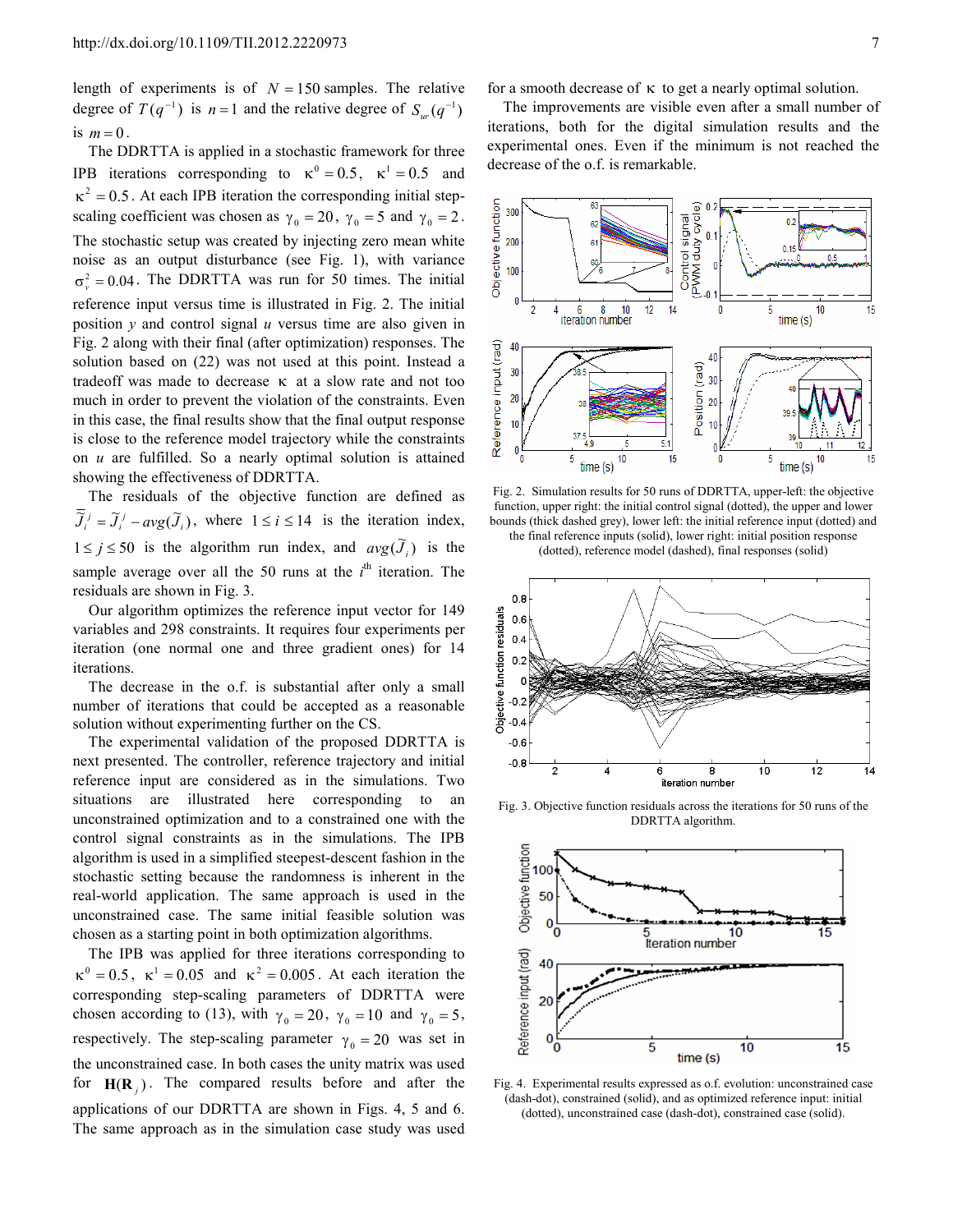length of experiments is of $N = 150$ samples. The relative degree of $T(q^{-1})$ is $n = 1$ and the relative degree of $S_{ur}(q^{-1})$ is $m = 0$.

The DDRTTA is applied in a stochastic framework for three IPB iterations corresponding to $\kappa^0 = 0.5$, $\kappa^1 = 0.5$ and $\kappa^2 = 0.5$. At each IPB iteration the corresponding initial step-scaling coefficient was chosen as $\gamma_0 = 20$, $\gamma_0 = 5$ and $\gamma_0 = 2$. The stochastic setup was created by injecting zero mean white noise as an output disturbance (see Fig. 1), with variance $\sigma_v^2 = 0.04$. The DDRTTA was run for 50 times. The initial reference input versus time is illustrated in Fig. 2. The initial position *y* and control signal *u* versus time are also given in Fig. 2 along with their final (after optimization) responses. The solution based on (22) was not used at this point. Instead a tradeoff was made to decrease $\kappa$ at a slow rate and not too much in order to prevent the violation of the constraints. Even in this case, the final results show that the final output response is close to the reference model trajectory while the constraints on *u* are fulfilled. So a nearly optimal solution is attained showing the effectiveness of DDRTTA.

The residuals of the objective function are defined as $\bar{\tilde{J}}_i^j = \tilde{J}_i^j - avg(\tilde{J}_i)$, where $1 \leq i \leq 14$ is the iteration index, $1 \leq j \leq 50$ is the algorithm run index, and $avg(\tilde{J}_i)$ is the sample average over all the 50 runs at the $i^{\text{th}}$ iteration. The residuals are shown in Fig. 3.

Our algorithm optimizes the reference input vector for 149 variables and 298 constraints. It requires four experiments per iteration (one normal one and three gradient ones) for 14 iterations.

The decrease in the o.f. is substantial after only a small number of iterations that could be accepted as a reasonable solution without experimenting further on the CS.

The experimental validation of the proposed DDRTTA is next presented. The controller, reference trajectory and initial reference input are considered as in the simulations. Two situations are illustrated here corresponding to an unconstrained optimization and to a constrained one with the control signal constraints as in the simulations. The IPB algorithm is used in a simplified steepest-descent fashion in the stochastic setting because the randomness is inherent in the real-world application. The same approach is used in the unconstrained case. The same initial feasible solution was chosen as a starting point in both optimization algorithms.

The IPB was applied for three iterations corresponding to $\kappa^0 = 0.5$, $\kappa^1 = 0.05$ and $\kappa^2 = 0.005$. At each iteration the corresponding step-scaling parameters of DDRTTA were chosen according to (13), with $\gamma_0 = 20$, $\gamma_0 = 10$ and $\gamma_0 = 5$, respectively. The step-scaling parameter $\gamma_0 = 20$ was set in the unconstrained case. In both cases the unity matrix was used for $\mathbf{H}(\mathbf{R}_j)$. The compared results before and after the applications of our DDRTTA are shown in Figs. 4, 5 and 6. The same approach as in the simulation case study was used for a smooth decrease of $\kappa$ to get a nearly optimal solution.

The improvements are visible even after a small number of iterations, both for the digital simulation results and the experimental ones. Even if the minimum is not reached the decrease of the o.f. is remarkable.

Fig. 2. Simulation results for 50 runs of DDRTTA, upper-left: the objective function, upper right: the initial control signal (dotted), the upper and lower bounds (thick dashed grey), lower left: the initial reference input (dotted) and the final reference inputs (solid), lower right: initial position response (dotted), reference model (dashed), final responses (solid)

Fig. 3. Objective function residuals across the iterations for 50 runs of the DDRTTA algorithm.

Fig. 4. Experimental results expressed as o.f. evolution: unconstrained case (dash-dot), constrained (solid), and as optimized reference input: initial (dotted), unconstrained case (dash-dot), constrained case (solid).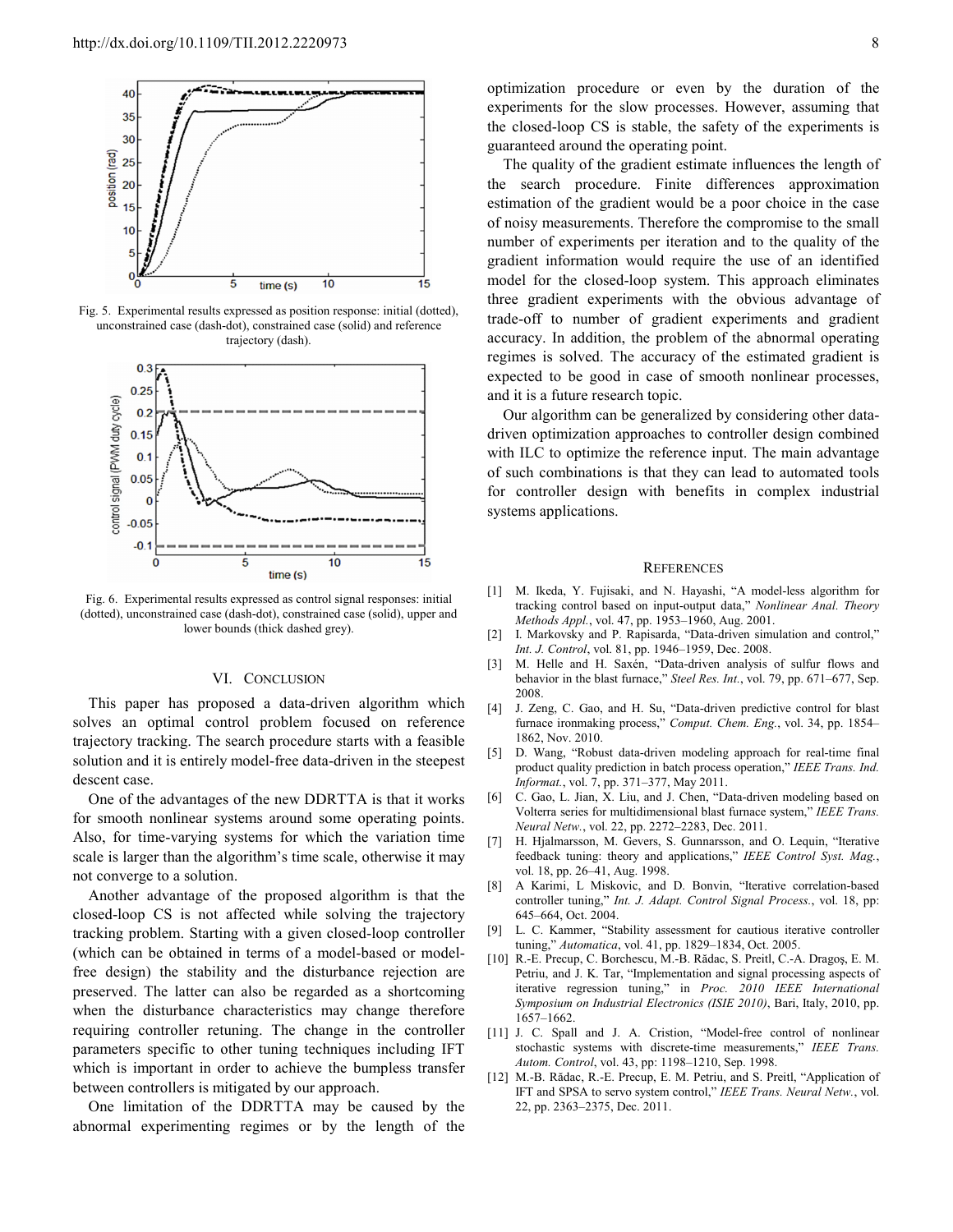Fig. 5. Experimental results expressed as position response: initial (dotted), unconstrained case (dash-dot), constrained case (solid) and reference trajectory (dash).

Fig. 6. Experimental results expressed as control signal responses: initial (dotted), unconstrained case (dash-dot), constrained case (solid), upper and lower bounds (thick dashed grey).

## VI. Conclusion

This paper has proposed a data-driven algorithm which solves an optimal control problem focused on reference trajectory tracking. The search procedure starts with a feasible solution and it is entirely model-free data-driven in the steepest descent case.

One of the advantages of the new DDRTTA is that it works for smooth nonlinear systems around some operating points. Also, for time-varying systems for which the variation time scale is larger than the algorithm's time scale, otherwise it may not converge to a solution.

Another advantage of the proposed algorithm is that the closed-loop CS is not affected while solving the trajectory tracking problem. Starting with a given closed-loop controller (which can be obtained in terms of a model-based or model-free design) the stability and the disturbance rejection are preserved. The latter can also be regarded as a shortcoming when the disturbance characteristics may change therefore requiring controller retuning. The change in the controller parameters specific to other tuning techniques including IFT which is important in order to achieve the bumpless transfer between controllers is mitigated by our approach.

One limitation of the DDRTTA may be caused by the abnormal experimenting regimes or by the length of the optimization procedure or even by the duration of the experiments for the slow processes. However, assuming that the closed-loop CS is stable, the safety of the experiments is guaranteed around the operating point.

The quality of the gradient estimate influences the length of the search procedure. Finite differences approximation estimation of the gradient would be a poor choice in the case of noisy measurements. Therefore the compromise to the small number of experiments per iteration and to the quality of the gradient information would require the use of an identified model for the closed-loop system. This approach eliminates three gradient experiments with the obvious advantage of trade-off to number of gradient experiments and gradient accuracy. In addition, the problem of the abnormal operating regimes is solved. The accuracy of the estimated gradient is expected to be good in case of smooth nonlinear processes, and it is a future research topic.

Our algorithm can be generalized by considering other data-driven optimization approaches to controller design combined with ILC to optimize the reference input. The main advantage of such combinations is that they can lead to automated tools for controller design with benefits in complex industrial systems applications.

## References

[1] M. Ikeda, Y. Fujisaki, and N. Hayashi, "A model-less algorithm for tracking control based on input-output data," *Nonlinear Anal. Theory Methods Appl.*, vol. 47, pp. 1953–1960, Aug. 2001.

[2] I. Markovsky and P. Rapisarda, "Data-driven simulation and control," *Int. J. Control*, vol. 81, pp. 1946–1959, Dec. 2008.

[3] M. Helle and H. Saxén, "Data-driven analysis of sulfur flows and behavior in the blast furnace," *Steel Res. Int.*, vol. 79, pp. 671–677, Sep. 2008.

[4] J. Zeng, C. Gao, and H. Su, "Data-driven predictive control for blast furnace ironmaking process," *Comput. Chem. Eng.*, vol. 34, pp. 1854–1862, Nov. 2010.

[5] D. Wang, "Robust data-driven modeling approach for real-time final product quality prediction in batch process operation," *IEEE Trans. Ind. Informat.*, vol. 7, pp. 371–377, May 2011.

[6] C. Gao, L. Jian, X. Liu, and J. Chen, "Data-driven modeling based on Volterra series for multidimensional blast furnace system," *IEEE Trans. Neural Netw.*, vol. 22, pp. 2272–2283, Dec. 2011.

[7] H. Hjalmarsson, M. Gevers, S. Gunnarsson, and O. Lequin, "Iterative feedback tuning: theory and applications," *IEEE Control Syst. Mag.*, vol. 18, pp. 26–41, Aug. 1998.

[8] A Karimi, L Miskovic, and D. Bonvin, "Iterative correlation-based controller tuning," *Int. J. Adapt. Control Signal Process.*, vol. 18, pp: 645–664, Oct. 2004.

[9] L. C. Kammer, "Stability assessment for cautious iterative controller tuning," *Automatica*, vol. 41, pp. 1829–1834, Oct. 2005.

[10] R.-E. Precup, C. Borchescu, M.-B. Rădac, S. Preitl, C.-A. Dragoş, E. M. Petriu, and J. K. Tar, "Implementation and signal processing aspects of iterative regression tuning," in *Proc. 2010 IEEE International Symposium on Industrial Electronics (ISIE 2010)*, Bari, Italy, 2010, pp. 1657–1662.

[11] J. C. Spall and J. A. Cristion, "Model-free control of nonlinear stochastic systems with discrete-time measurements," *IEEE Trans. Autom. Control*, vol. 43, pp: 1198–1210, Sep. 1998.

[12] M.-B. Rădac, R.-E. Precup, E. M. Petriu, and S. Preitl, "Application of IFT and SPSA to servo system control," *IEEE Trans. Neural Netw.*, vol. 22, pp. 2363–2375, Dec. 2011.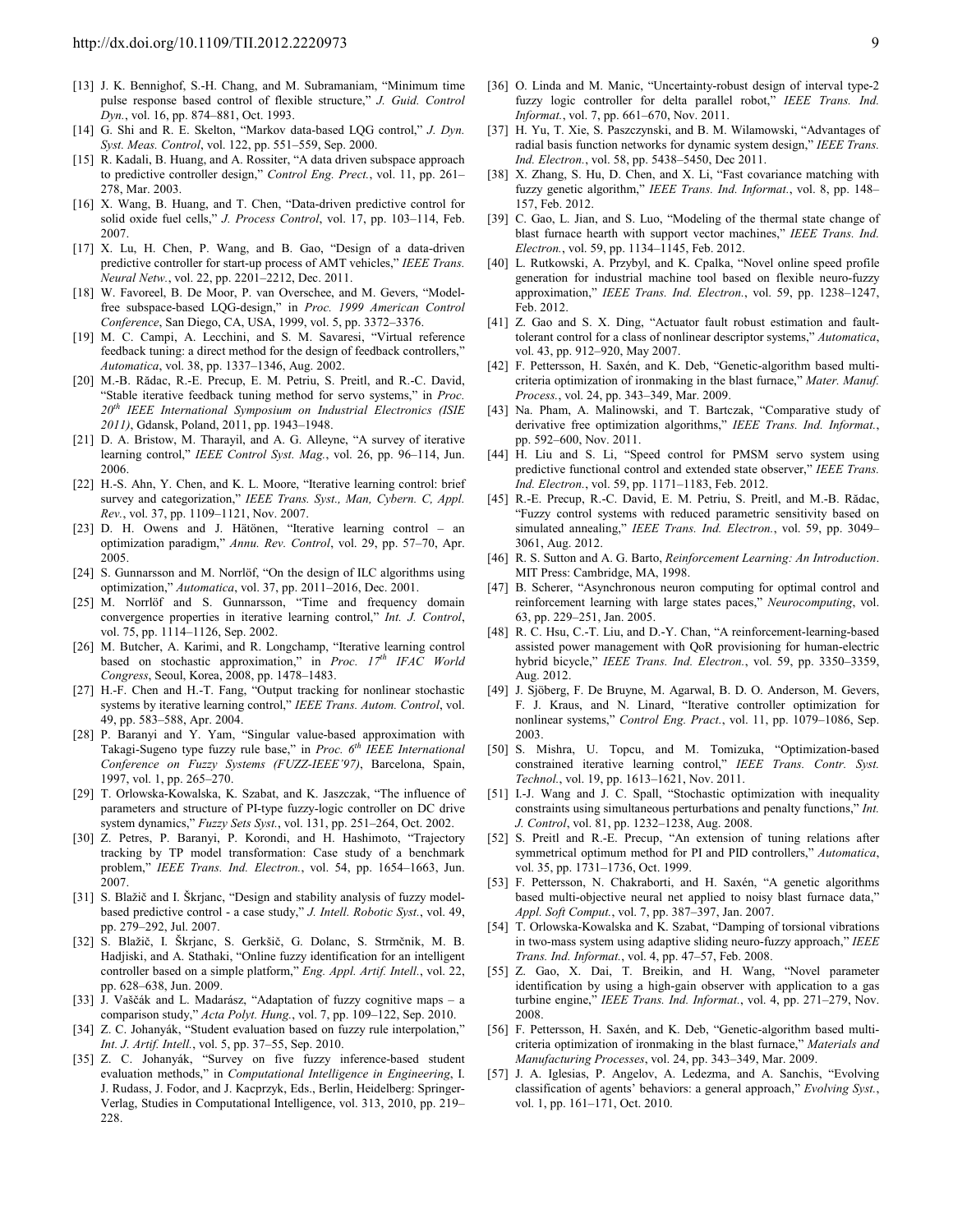[13] J. K. Bennighof, S.-H. Chang, and M. Subramaniam, "Minimum time pulse response based control of flexible structure," *J. Guid. Control Dyn.*, vol. 16, pp. 874–881, Oct. 1993.

[14] G. Shi and R. E. Skelton, "Markov data-based LQG control," *J. Dyn. Syst. Meas. Control*, vol. 122, pp. 551–559, Sep. 2000.

[15] R. Kadali, B. Huang, and A. Rossiter, "A data driven subspace approach to predictive controller design," *Control Eng. Prect.*, vol. 11, pp. 261–278, Mar. 2003.

[16] X. Wang, B. Huang, and T. Chen, "Data-driven predictive control for solid oxide fuel cells," *J. Process Control*, vol. 17, pp. 103–114, Feb. 2007.

[17] X. Lu, H. Chen, P. Wang, and B. Gao, "Design of a data-driven predictive controller for start-up process of AMT vehicles," *IEEE Trans. Neural Netw.*, vol. 22, pp. 2201–2212, Dec. 2011.

[18] W. Favoreel, B. De Moor, P. van Overschee, and M. Gevers, "Model-free subspace-based LQG-design," in *Proc. 1999 American Control Conference*, San Diego, CA, USA, 1999, vol. 5, pp. 3372–3376.

[19] M. C. Campi, A. Lecchini, and S. M. Savaresi, "Virtual reference feedback tuning: a direct method for the design of feedback controllers," *Automatica*, vol. 38, pp. 1337–1346, Aug. 2002.

[20] M.-B. Rădac, R.-E. Precup, E. M. Petriu, S. Preitl, and R.-C. David, "Stable iterative feedback tuning method for servo systems," in *Proc. 20th IEEE International Symposium on Industrial Electronics (ISIE 2011)*, Gdansk, Poland, 2011, pp. 1943–1948.

[21] D. A. Bristow, M. Tharayil, and A. G. Alleyne, "A survey of iterative learning control," *IEEE Control Syst. Mag.*, vol. 26, pp. 96–114, Jun. 2006.

[22] H.-S. Ahn, Y. Chen, and K. L. Moore, "Iterative learning control: brief survey and categorization," *IEEE Trans. Syst., Man, Cybern. C, Appl. Rev.*, vol. 37, pp. 1109–1121, Nov. 2007.

[23] D. H. Owens and J. Hätönen, "Iterative learning control – an optimization paradigm," *Annu. Rev. Control*, vol. 29, pp. 57–70, Apr. 2005.

[24] S. Gunnarsson and M. Norrlöf, "On the design of ILC algorithms using optimization," *Automatica*, vol. 37, pp. 2011–2016, Dec. 2001.

[25] M. Norrlöf and S. Gunnarsson, "Time and frequency domain convergence properties in iterative learning control," *Int. J. Control*, vol. 75, pp. 1114–1126, Sep. 2002.

[26] M. Butcher, A. Karimi, and R. Longchamp, "Iterative learning control based on stochastic approximation," in *Proc. 17th IFAC World Congress*, Seoul, Korea, 2008, pp. 1478–1483.

[27] H.-F. Chen and H.-T. Fang, "Output tracking for nonlinear stochastic systems by iterative learning control," *IEEE Trans. Autom. Control*, vol. 49, pp. 583–588, Apr. 2004.

[28] P. Baranyi and Y. Yam, "Singular value-based approximation with Takagi-Sugeno type fuzzy rule base," in *Proc. 6th IEEE International Conference on Fuzzy Systems (FUZZ-IEEE'97)*, Barcelona, Spain, 1997, vol. 1, pp. 265–270.

[29] T. Orlowska-Kowalska, K. Szabat, and K. Jaszczak, "The influence of parameters and structure of PI-type fuzzy-logic controller on DC drive system dynamics," *Fuzzy Sets Syst.*, vol. 131, pp. 251–264, Oct. 2002.

[30] Z. Petres, P. Baranyi, P. Korondi, and H. Hashimoto, "Trajectory tracking by TP model transformation: Case study of a benchmark problem," *IEEE Trans. Ind. Electron.*, vol. 54, pp. 1654–1663, Jun. 2007.

[31] S. Blažič and I. Škrjanc, "Design and stability analysis of fuzzy model-based predictive control - a case study," *J. Intell. Robotic Syst.*, vol. 49, pp. 279–292, Jul. 2007.

[32] S. Blažič, I. Škrjanc, S. Gerkšič, G. Dolanc, S. Strmčnik, M. B. Hadjiski, and A. Stathaki, "Online fuzzy identification for an intelligent controller based on a simple platform," *Eng. Appl. Artif. Intell.*, vol. 22, pp. 628–638, Jun. 2009.

[33] J. Vaščák and L. Madarász, "Adaptation of fuzzy cognitive maps – a comparison study," *Acta Polyt. Hung.*, vol. 7, pp. 109–122, Sep. 2010.

[34] Z. C. Johanyák, "Student evaluation based on fuzzy rule interpolation," *Int. J. Artif. Intell.*, vol. 5, pp. 37–55, Sep. 2010.

[35] Z. C. Johanyák, "Survey on five fuzzy inference-based student evaluation methods," in *Computational Intelligence in Engineering*, I. J. Rudass, J. Fodor, and J. Kacprzyk, Eds., Berlin, Heidelberg: Springer-Verlag, Studies in Computational Intelligence, vol. 313, 2010, pp. 219–228.

[36] O. Linda and M. Manic, "Uncertainty-robust design of interval type-2 fuzzy logic controller for delta parallel robot," *IEEE Trans. Ind. Informat.*, vol. 7, pp. 661–670, Nov. 2011.

[37] H. Yu, T. Xie, S. Paszczynski, and B. M. Wilamowski, "Advantages of radial basis function networks for dynamic system design," *IEEE Trans. Ind. Electron.*, vol. 58, pp. 5438–5450, Dec 2011.

[38] X. Zhang, S. Hu, D. Chen, and X. Li, "Fast covariance matching with fuzzy genetic algorithm," *IEEE Trans. Ind. Informat.*, vol. 8, pp. 148–157, Feb. 2012.

[39] C. Gao, L. Jian, and S. Luo, "Modeling of the thermal state change of blast furnace hearth with support vector machines," *IEEE Trans. Ind. Electron.*, vol. 59, pp. 1134–1145, Feb. 2012.

[40] L. Rutkowski, A. Przybyl, and K. Cpalka, "Novel online speed profile generation for industrial machine tool based on flexible neuro-fuzzy approximation," *IEEE Trans. Ind. Electron.*, vol. 59, pp. 1238–1247, Feb. 2012.

[41] Z. Gao and S. X. Ding, "Actuator fault robust estimation and fault-tolerant control for a class of nonlinear descriptor systems," *Automatica*, vol. 43, pp. 912–920, May 2007.

[42] F. Pettersson, H. Saxén, and K. Deb, "Genetic-algorithm based multi-criteria optimization of ironmaking in the blast furnace," *Mater. Manuf. Process.*, vol. 24, pp. 343–349, Mar. 2009.

[43] Na. Pham, A. Malinowski, and T. Bartczak, "Comparative study of derivative free optimization algorithms," *IEEE Trans. Ind. Informat.*, pp. 592–600, Nov. 2011.

[44] H. Liu and S. Li, "Speed control for PMSM servo system using predictive functional control and extended state observer," *IEEE Trans. Ind. Electron.*, vol. 59, pp. 1171–1183, Feb. 2012.

[45] R.-E. Precup, R.-C. David, E. M. Petriu, S. Preitl, and M.-B. Rădac, "Fuzzy control systems with reduced parametric sensitivity based on simulated annealing," *IEEE Trans. Ind. Electron.*, vol. 59, pp. 3049–3061, Aug. 2012.

[46] R. S. Sutton and A. G. Barto, *Reinforcement Learning: An Introduction*. MIT Press: Cambridge, MA, 1998.

[47] B. Scherer, "Asynchronous neuron computing for optimal control and reinforcement learning with large states paces," *Neurocomputing*, vol. 63, pp. 229–251, Jan. 2005.

[48] R. C. Hsu, C.-T. Liu, and D.-Y. Chan, "A reinforcement-learning-based assisted power management with QoR provisioning for human-electric hybrid bicycle," *IEEE Trans. Ind. Electron.*, vol. 59, pp. 3350–3359, Aug. 2012.

[49] J. Sjöberg, F. De Bruyne, M. Agarwal, B. D. O. Anderson, M. Gevers, F. J. Kraus, and N. Linard, "Iterative controller optimization for nonlinear systems," *Control Eng. Pract.*, vol. 11, pp. 1079–1086, Sep. 2003.

[50] S. Mishra, U. Topcu, and M. Tomizuka, "Optimization-based constrained iterative learning control," *IEEE Trans. Contr. Syst. Technol.*, vol. 19, pp. 1613–1621, Nov. 2011.

[51] I.-J. Wang and J. C. Spall, "Stochastic optimization with inequality constraints using simultaneous perturbations and penalty functions," *Int. J. Control*, vol. 81, pp. 1232–1238, Aug. 2008.

[52] S. Preitl and R.-E. Precup, "An extension of tuning relations after symmetrical optimum method for PI and PID controllers," *Automatica*, vol. 35, pp. 1731–1736, Oct. 1999.

[53] F. Pettersson, N. Chakraborti, and H. Saxén, "A genetic algorithms based multi-objective neural net applied to noisy blast furnace data," *Appl. Soft Comput.*, vol. 7, pp. 387–397, Jan. 2007.

[54] T. Orlowska-Kowalska and K. Szabat, "Damping of torsional vibrations in two-mass system using adaptive sliding neuro-fuzzy approach," *IEEE Trans. Ind. Informat.*, vol. 4, pp. 47–57, Feb. 2008.

[55] Z. Gao, X. Dai, T. Breikin, and H. Wang, "Novel parameter identification by using a high-gain observer with application to a gas turbine engine," *IEEE Trans. Ind. Informat.*, vol. 4, pp. 271–279, Nov. 2008.

[56] F. Pettersson, H. Saxén, and K. Deb, "Genetic-algorithm based multi-criteria optimization of ironmaking in the blast furnace," *Materials and Manufacturing Processes*, vol. 24, pp. 343–349, Mar. 2009.

[57] J. A. Iglesias, P. Angelov, A. Ledezma, and A. Sanchis, "Evolving classification of agents' behaviors: a general approach," *Evolving Syst.*, vol. 1, pp. 161–171, Oct. 2010.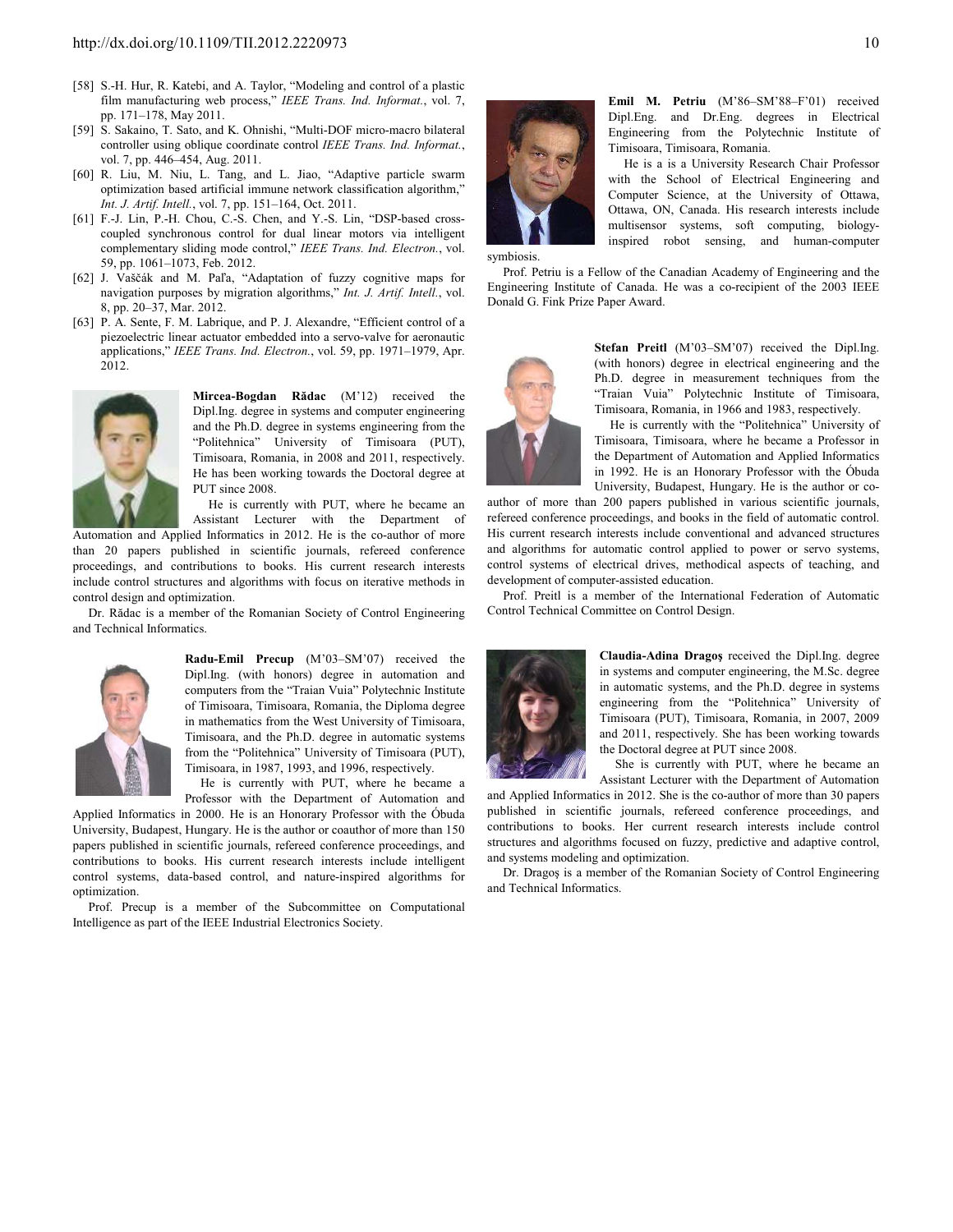[58] S.-H. Hur, R. Katebi, and A. Taylor, "Modeling and control of a plastic film manufacturing web process," *IEEE Trans. Ind. Informat.*, vol. 7, pp. 171–178, May 2011.

[59] S. Sakaino, T. Sato, and K. Ohnishi, "Multi-DOF micro-macro bilateral controller using oblique coordinate control *IEEE Trans. Ind. Informat.*, vol. 7, pp. 446–454, Aug. 2011.

[60] R. Liu, M. Niu, L. Tang, and L. Jiao, "Adaptive particle swarm optimization based artificial immune network classification algorithm," *Int. J. Artif. Intell.*, vol. 7, pp. 151–164, Oct. 2011.

[61] F.-J. Lin, P.-H. Chou, C.-S. Chen, and Y.-S. Lin, "DSP-based cross-coupled synchronous control for dual linear motors via intelligent complementary sliding mode control," *IEEE Trans. Ind. Electron.*, vol. 59, pp. 1061–1073, Feb. 2012.

[62] J. Vaščák and M. Paľa, "Adaptation of fuzzy cognitive maps for navigation purposes by migration algorithms," *Int. J. Artif. Intell.*, vol. 8, pp. 20–37, Mar. 2012.

[63] P. A. Sente, F. M. Labrique, and P. J. Alexandre, "Efficient control of a piezoelectric linear actuator embedded into a servo-valve for aeronautic applications," *IEEE Trans. Ind. Electron.*, vol. 59, pp. 1971–1979, Apr. 2012.

**Mircea-Bogdan Rădac** (M'12) received the Dipl.Ing. degree in systems and computer engineering and the Ph.D. degree in systems engineering from the "Politehnica" University of Timisoara (PUT), Timisoara, Romania, in 2008 and 2011, respectively. He has been working towards the Doctoral degree at PUT since 2008.

He is currently with PUT, where he became an Assistant Lecturer with the Department of Automation and Applied Informatics in 2012. He is the co-author of more than 20 papers published in scientific journals, refereed conference proceedings, and contributions to books. His current research interests include control structures and algorithms with focus on iterative methods in control design and optimization.

Dr. Rădac is a member of the Romanian Society of Control Engineering and Technical Informatics.

**Radu-Emil Precup** (M'03–SM'07) received the Dipl.Ing. (with honors) degree in automation and computers from the "Traian Vuia" Polytechnic Institute of Timisoara, Timisoara, Romania, the Diploma degree in mathematics from the West University of Timisoara, Timisoara, and the Ph.D. degree in automatic systems from the "Politehnica" University of Timisoara (PUT), Timisoara, in 1987, 1993, and 1996, respectively.

He is currently with PUT, where he became a Professor with the Department of Automation and Applied Informatics in 2000. He is an Honorary Professor with the Óbuda University, Budapest, Hungary. He is the author or coauthor of more than 150 papers published in scientific journals, refereed conference proceedings, and contributions to books. His current research interests include intelligent control systems, data-based control, and nature-inspired algorithms for optimization.

Prof. Precup is a member of the Subcommittee on Computational Intelligence as part of the IEEE Industrial Electronics Society.

**Emil M. Petriu** (M'86–SM'88–F'01) received Dipl.Eng. and Dr.Eng. degrees in Electrical Engineering from the Polytechnic Institute of Timisoara, Timisoara, Romania.

He is a is a University Research Chair Professor with the School of Electrical Engineering and Computer Science, at the University of Ottawa, Ottawa, ON, Canada. His research interests include multisensor systems, soft computing, biology-inspired robot sensing, and human-computer symbiosis.

Prof. Petriu is a Fellow of the Canadian Academy of Engineering and the Engineering Institute of Canada. He was a co-recipient of the 2003 IEEE Donald G. Fink Prize Paper Award.

**Stefan Preitl** (M'03–SM'07) received the Dipl.Ing. (with honors) degree in electrical engineering and the Ph.D. degree in measurement techniques from the "Traian Vuia" Polytechnic Institute of Timisoara, Timisoara, Romania, in 1966 and 1983, respectively.

He is currently with the "Politehnica" University of Timisoara, Timisoara, where he became a Professor in the Department of Automation and Applied Informatics in 1992. He is an Honorary Professor with the Óbuda University, Budapest, Hungary. He is the author or co-author of more than 200 papers published in various scientific journals, refereed conference proceedings, and books in the field of automatic control. His current research interests include conventional and advanced structures and algorithms for automatic control applied to power or servo systems, control systems of electrical drives, methodical aspects of teaching, and development of computer-assisted education.

Prof. Preitl is a member of the International Federation of Automatic Control Technical Committee on Control Design.

**Claudia-Adina Dragoş** received the Dipl.Ing. degree in systems and computer engineering, the M.Sc. degree in automatic systems, and the Ph.D. degree in systems engineering from the "Politehnica" University of Timisoara (PUT), Timisoara, Romania, in 2007, 2009 and 2011, respectively. She has been working towards the Doctoral degree at PUT since 2008.

She is currently with PUT, where he became an Assistant Lecturer with the Department of Automation and Applied Informatics in 2012. She is the co-author of more than 30 papers published in scientific journals, refereed conference proceedings, and contributions to books. Her current research interests include control structures and algorithms focused on fuzzy, predictive and adaptive control, and systems modeling and optimization.

Dr. Dragoş is a member of the Romanian Society of Control Engineering and Technical Informatics.